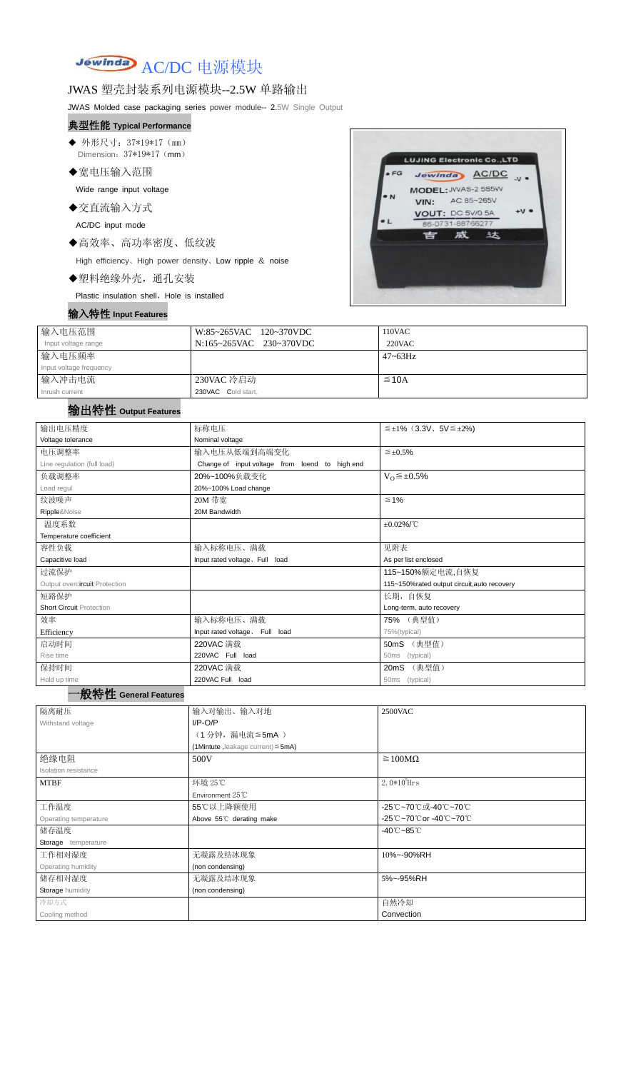# Jewinda AC/DC 电源模块

## JWAS 塑壳封装系列电源模块--2.5W 单路输出

JWAS Molded case packaging series power module-- 2.5W Single Output

### 典型性能 Typical Performance

- ◆ 外形尺寸：37*19*17（mm）
  Dimension：37*19*17（mm）
- ◆宽电压输入范围
  Wide range input voltage
- ◆交直流输入方式
  AC/DC input mode
- ◆高效率、高功率密度、低纹波
  High efficiency、High power density、Low ripple ＆ noise
- ◆塑料绝缘外壳，通孔安装
  Plastic insulation shell，Hole is installed

### 输入特性 Input Features

| 输入电压范围<br>Input voltage range | W:85~265VAC 120~370VDC<br>N:165~265VAC 230~370VDC | 110VAC<br>220VAC |
|---|---|---|
| 输入电压频率<br>Input voltage frequency | | 47~63Hz |
| 输入冲击电流<br>Inrush current | 230VAC 冷启动<br>230VAC Cold start, | ≦10A |

### 输出特性 Output Features

| 输出电压精度<br>Voltage tolerance | 标称电压<br>Nominal voltage | ≦±1%（3.3V、5V≦±2%) |
|---|---|---|
| 电压调整率<br>Line regulation (full load) | 输入电压从低端到高端变化<br>Change of input voltage from loend to high end | ≦±0.5% |
| 负载调整率<br>Load regul | 20%~100%负载变化<br>20%~100% Load change | $V_O$≦±0.5% |
| 纹波噪声<br>Ripple&Noise | 20M 带宽<br>20M Bandwidth | ≦1% |
| 温度系数<br>Temperature coefficient | | ±0.02%/℃ |
| 容性负载<br>Capacitive load | 输入标称电压、满载<br>Input rated voltage、Full load | 见附表<br>As per list enclosed |
| 过流保护<br>Output overcircuit Protection | | 115~150%额定电流,自恢复<br>115~150%rated output circuit,auto recovery |
| 短路保护<br>Short Circuit Protection | | 长期，自恢复<br>Long-term, auto recovery |
| 效率<br>Efficiency | 输入标称电压、满载<br>Input rated voltage、Full load | 75% （典型值）<br>75%(typical) |
| 启动时间<br>Rise time | 220VAC 满载<br>220VAC Full load | 50mS （典型值）<br>50ms (typical) |
| 保持时间<br>Hold up time | 220VAC 满载<br>220VAC Full load | 20mS （典型值）<br>50ms (typical) |

### 一般特性 General Features

| 隔离耐压<br>Withstand voltage | 输入对输出、输入对地<br>I/P-O/P<br>（1 分钟，漏电流≦5mA ）<br>(1Mintute ,leakage current)≦5mA) | 2500VAC |
|---|---|---|
| 绝缘电阻<br>Isolation resistance | 500V | ≧100MΩ |
| MTBF | 环境 25℃<br>Environment 25℃ | $2.0*10^5$Hrs |
| 工作温度<br>Operating temperature | 55℃以上降额使用<br>Above 55℃ derating make | -25℃~70℃或-40℃~70℃<br>-25℃~70℃or -40℃~70℃ |
| 储存温度<br>Storage temperature | | -40℃~85℃ |
| 工作相对湿度<br>Operating humidity | 无凝露及结冰现象<br>(non condensing) | 10%~-90%RH |
| 储存相对湿度<br>Storage humidity | 无凝露及结冰现象<br>(non condensing) | 5%~-95%RH |
| 冷却方式<br>Cooling method | | 自然冷却<br>Convection |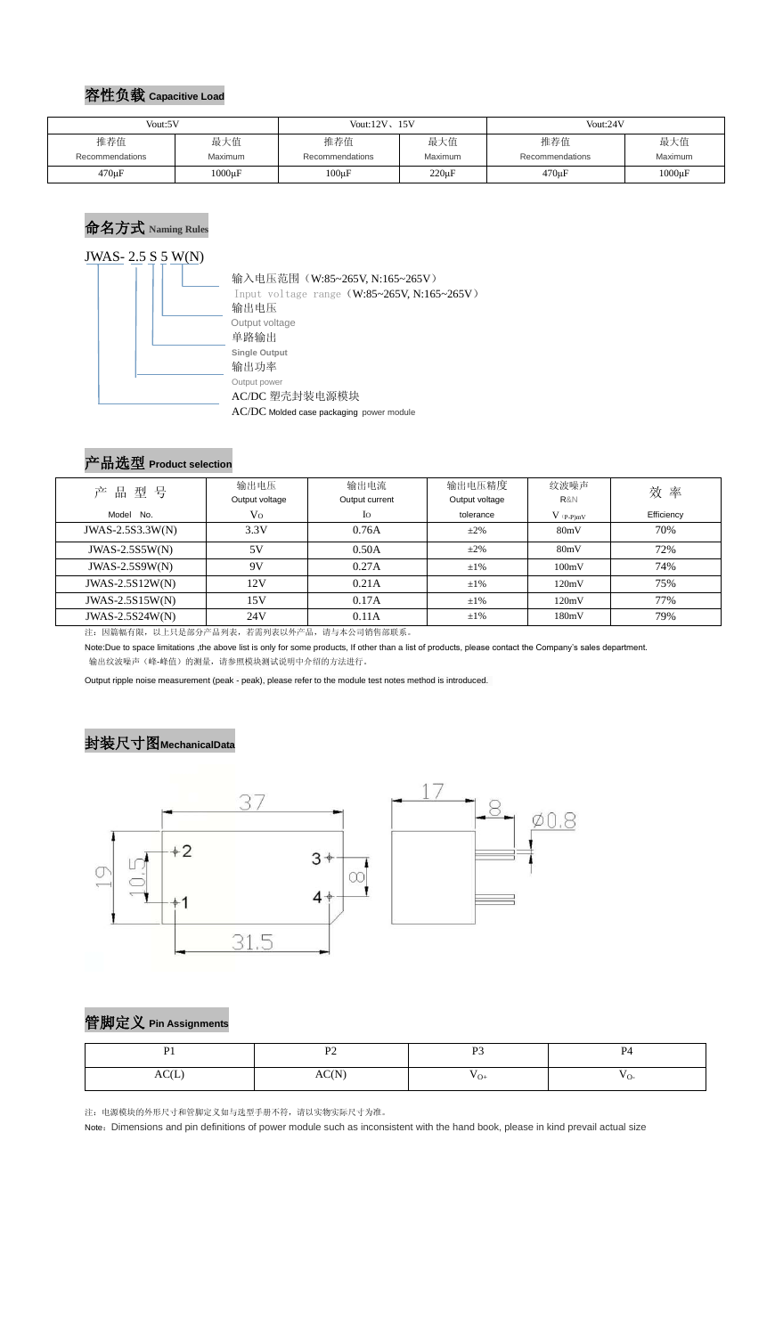## 容性负载 Capacitive Load

| Vout:5V | | Vout:12V、15V | | Vout:24V | |
|---|---|---|---|---|---|
| 推荐值 Recommendations | 最大值 Maximum | 推荐值 Recommendations | 最大值 Maximum | 推荐值 Recommendations | 最大值 Maximum |
| 470μF | 1000μF | 100μF | 220μF | 470μF | 1000μF |

## 命名方式 Naming Rules

JWAS- 2.5 S 5 W(N)

- 输入电压范围（W:85~265V, N:165~265V）Input voltage range（W:85~265V, N:165~265V）
- 输出电压 Output voltage
- 单路输出 Single Output
- 输出功率 Output power
- AC/DC 塑壳封装电源模块 AC/DC Molded case packaging power module

## 产品选型 Product selection

| 产品型号 Model No. | 输出电压 Output voltage $V_O$ | 输出电流 Output current $I_O$ | 输出电压精度 Output voltage tolerance | 纹波噪声 R&N $V_{(P-P)mV}$ | 效率 Efficiency |
|---|---|---|---|---|---|
| JWAS-2.5S3.3W(N) | 3.3V | 0.76A | ±2% | 80mV | 70% |
| JWAS-2.5S5W(N) | 5V | 0.50A | ±2% | 80mV | 72% |
| JWAS-2.5S9W(N) | 9V | 0.27A | ±1% | 100mV | 74% |
| JWAS-2.5S12W(N) | 12V | 0.21A | ±1% | 120mV | 75% |
| JWAS-2.5S15W(N) | 15V | 0.17A | ±1% | 120mV | 77% |
| JWAS-2.5S24W(N) | 24V | 0.11A | ±1% | 180mV | 79% |

注：因篇幅有限，以上只是部分产品列表，若需列表以外产品，请与本公司销售部联系。

Note:Due to space limitations ,the above list is only for some products, If other than a list of products, please contact the Company's sales department.

输出纹波噪声（峰-峰值）的测量，请参照模块测试说明中介绍的方法进行。

Output ripple noise measurement (peak - peak), please refer to the module test notes method is introduced.

## 封装尺寸图MechanicalData

## 管脚定义 Pin Assignments

| P1 | P2 | P3 | P4 |
|---|---|---|---|
| AC(L) | AC(N) | $V_{O+}$ | $V_{O-}$ |

注：电源模块的外形尺寸和管脚定义如与选型手册不符，请以实物实际尺寸为准。

Note：Dimensions and pin definitions of power module such as inconsistent with the hand book, please in kind prevail actual size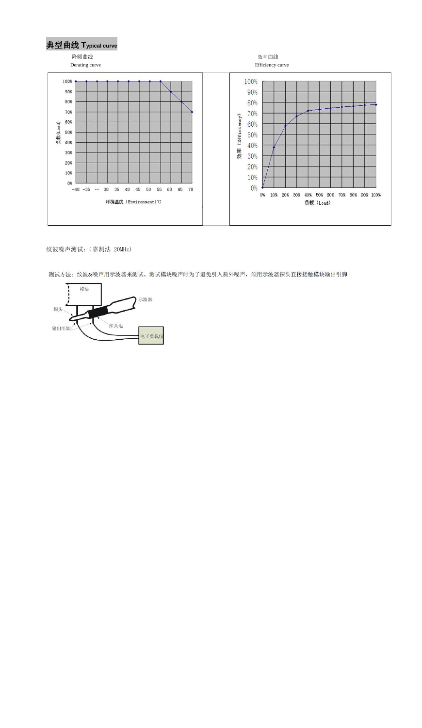## 典型曲线 Typical curve

降额曲线

Derating curve

100%
90%
80%
70%
60%
50%
40%
30%
20%
10%
0%

负载(Load)

-40 -35 ··· 30 35 40 45 50 55 60 65 70

环境温度（Environment）℃

效率曲线

Efficiency curve

100%
90%
80%
70%
60%
50%
40%
30%
20%
10%
0%

效率（Efficiency）

0% 10% 20% 30% 40% 50% 60% 70% 80% 90% 100%

负载（Load）

纹波噪声测试：（靠测法 20MHz）

测试方法：纹波&噪声用示波器来测试。测试模块噪声时为了避免引入额外噪声，须用示波器探头直接接触模块输出引脚

模块

示波器

探头

探头地

输出引脚

电子负载仪